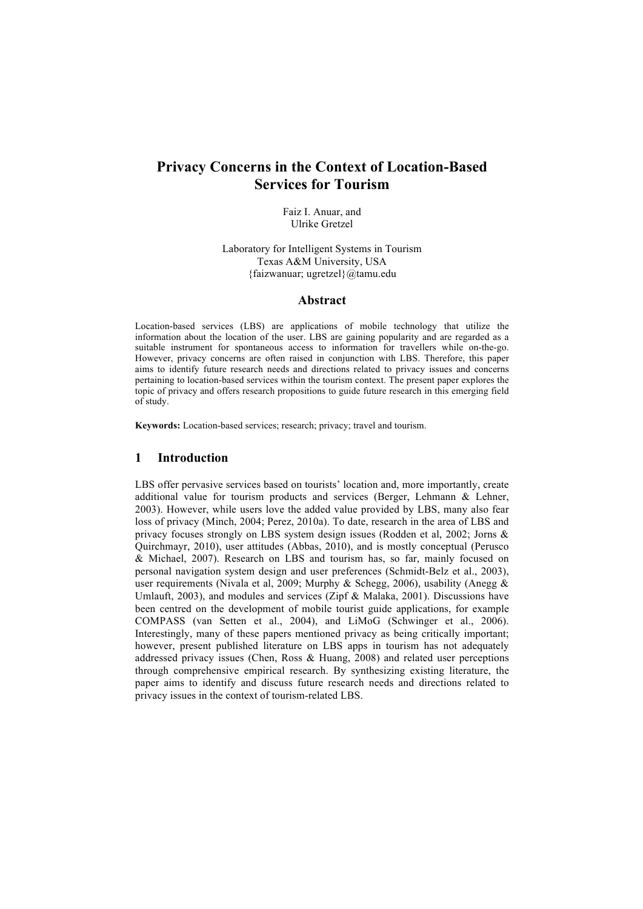# Privacy Concerns in the Context of Location-Based Services for Tourism

Faiz I. Anuar, and
Ulrike Gretzel

Laboratory for Intelligent Systems in Tourism
Texas A&M University, USA
{faizwanuar; ugretzel}@tamu.edu

## Abstract

Location-based services (LBS) are applications of mobile technology that utilize the information about the location of the user. LBS are gaining popularity and are regarded as a suitable instrument for spontaneous access to information for travellers while on-the-go. However, privacy concerns are often raised in conjunction with LBS. Therefore, this paper aims to identify future research needs and directions related to privacy issues and concerns pertaining to location-based services within the tourism context. The present paper explores the topic of privacy and offers research propositions to guide future research in this emerging field of study.

**Keywords:** Location-based services; research; privacy; travel and tourism.

## 1 Introduction

LBS offer pervasive services based on tourists' location and, more importantly, create additional value for tourism products and services (Berger, Lehmann & Lehner, 2003). However, while users love the added value provided by LBS, many also fear loss of privacy (Minch, 2004; Perez, 2010a). To date, research in the area of LBS and privacy focuses strongly on LBS system design issues (Rodden et al, 2002; Jorns & Quirchmayr, 2010), user attitudes (Abbas, 2010), and is mostly conceptual (Perusco & Michael, 2007). Research on LBS and tourism has, so far, mainly focused on personal navigation system design and user preferences (Schmidt-Belz et al., 2003), user requirements (Nivala et al, 2009; Murphy & Schegg, 2006), usability (Anegg & Umlauft, 2003), and modules and services (Zipf & Malaka, 2001). Discussions have been centred on the development of mobile tourist guide applications, for example COMPASS (van Setten et al., 2004), and LiMoG (Schwinger et al., 2006). Interestingly, many of these papers mentioned privacy as being critically important; however, present published literature on LBS apps in tourism has not adequately addressed privacy issues (Chen, Ross & Huang, 2008) and related user perceptions through comprehensive empirical research. By synthesizing existing literature, the paper aims to identify and discuss future research needs and directions related to privacy issues in the context of tourism-related LBS.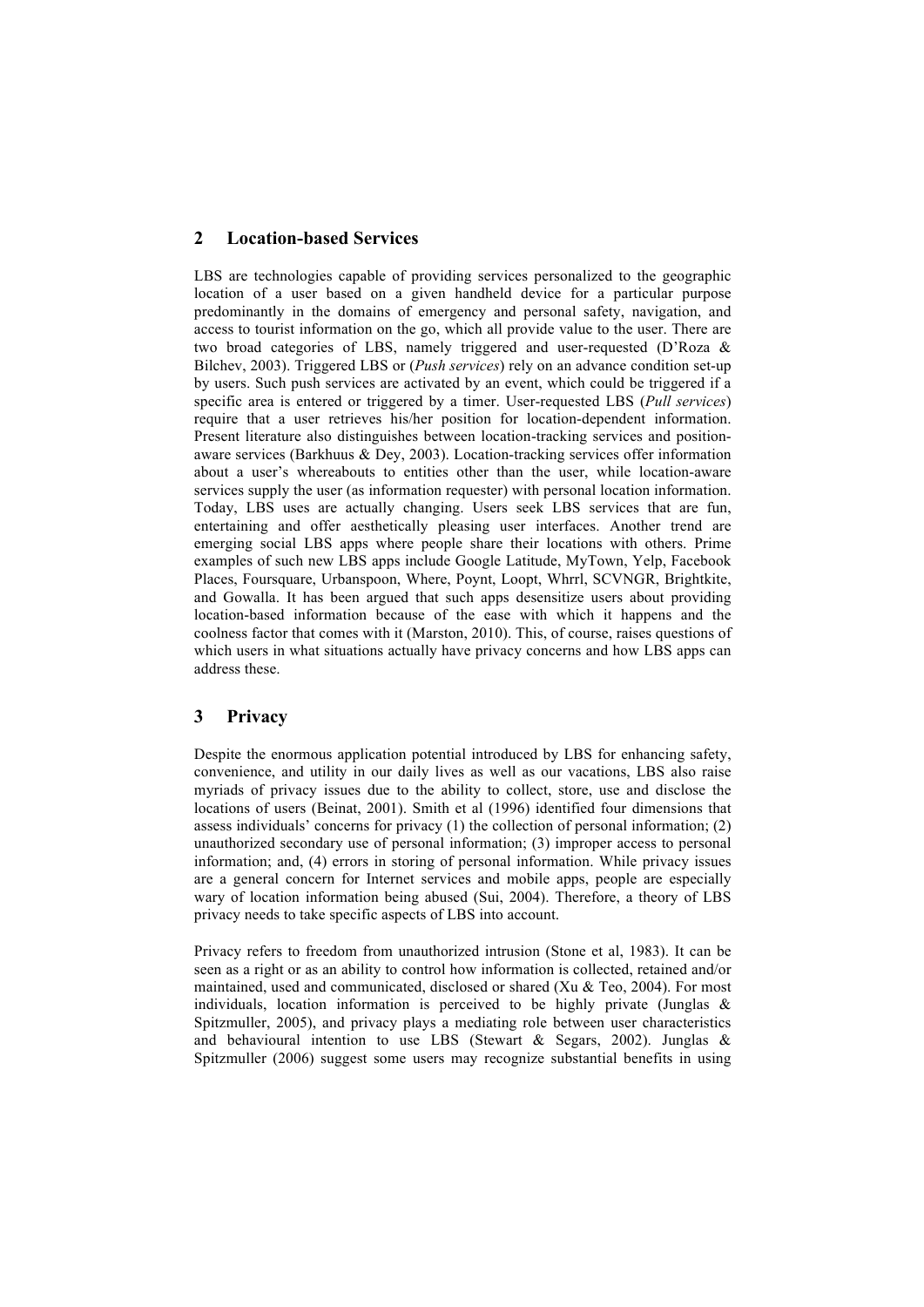## 2 Location-based Services

LBS are technologies capable of providing services personalized to the geographic location of a user based on a given handheld device for a particular purpose predominantly in the domains of emergency and personal safety, navigation, and access to tourist information on the go, which all provide value to the user. There are two broad categories of LBS, namely triggered and user-requested (D'Roza & Bilchev, 2003). Triggered LBS or (*Push services*) rely on an advance condition set-up by users. Such push services are activated by an event, which could be triggered if a specific area is entered or triggered by a timer. User-requested LBS (*Pull services*) require that a user retrieves his/her position for location-dependent information. Present literature also distinguishes between location-tracking services and position-aware services (Barkhuus & Dey, 2003). Location-tracking services offer information about a user's whereabouts to entities other than the user, while location-aware services supply the user (as information requester) with personal location information. Today, LBS uses are actually changing. Users seek LBS services that are fun, entertaining and offer aesthetically pleasing user interfaces. Another trend are emerging social LBS apps where people share their locations with others. Prime examples of such new LBS apps include Google Latitude, MyTown, Yelp, Facebook Places, Foursquare, Urbanspoon, Where, Poynt, Loopt, Whrrl, SCVNGR, Brightkite, and Gowalla. It has been argued that such apps desensitize users about providing location-based information because of the ease with which it happens and the coolness factor that comes with it (Marston, 2010). This, of course, raises questions of which users in what situations actually have privacy concerns and how LBS apps can address these.

## 3 Privacy

Despite the enormous application potential introduced by LBS for enhancing safety, convenience, and utility in our daily lives as well as our vacations, LBS also raise myriads of privacy issues due to the ability to collect, store, use and disclose the locations of users (Beinat, 2001). Smith et al (1996) identified four dimensions that assess individuals' concerns for privacy (1) the collection of personal information; (2) unauthorized secondary use of personal information; (3) improper access to personal information; and, (4) errors in storing of personal information. While privacy issues are a general concern for Internet services and mobile apps, people are especially wary of location information being abused (Sui, 2004). Therefore, a theory of LBS privacy needs to take specific aspects of LBS into account.

Privacy refers to freedom from unauthorized intrusion (Stone et al, 1983). It can be seen as a right or as an ability to control how information is collected, retained and/or maintained, used and communicated, disclosed or shared (Xu & Teo, 2004). For most individuals, location information is perceived to be highly private (Junglas & Spitzmuller, 2005), and privacy plays a mediating role between user characteristics and behavioural intention to use LBS (Stewart & Segars, 2002). Junglas & Spitzmuller (2006) suggest some users may recognize substantial benefits in using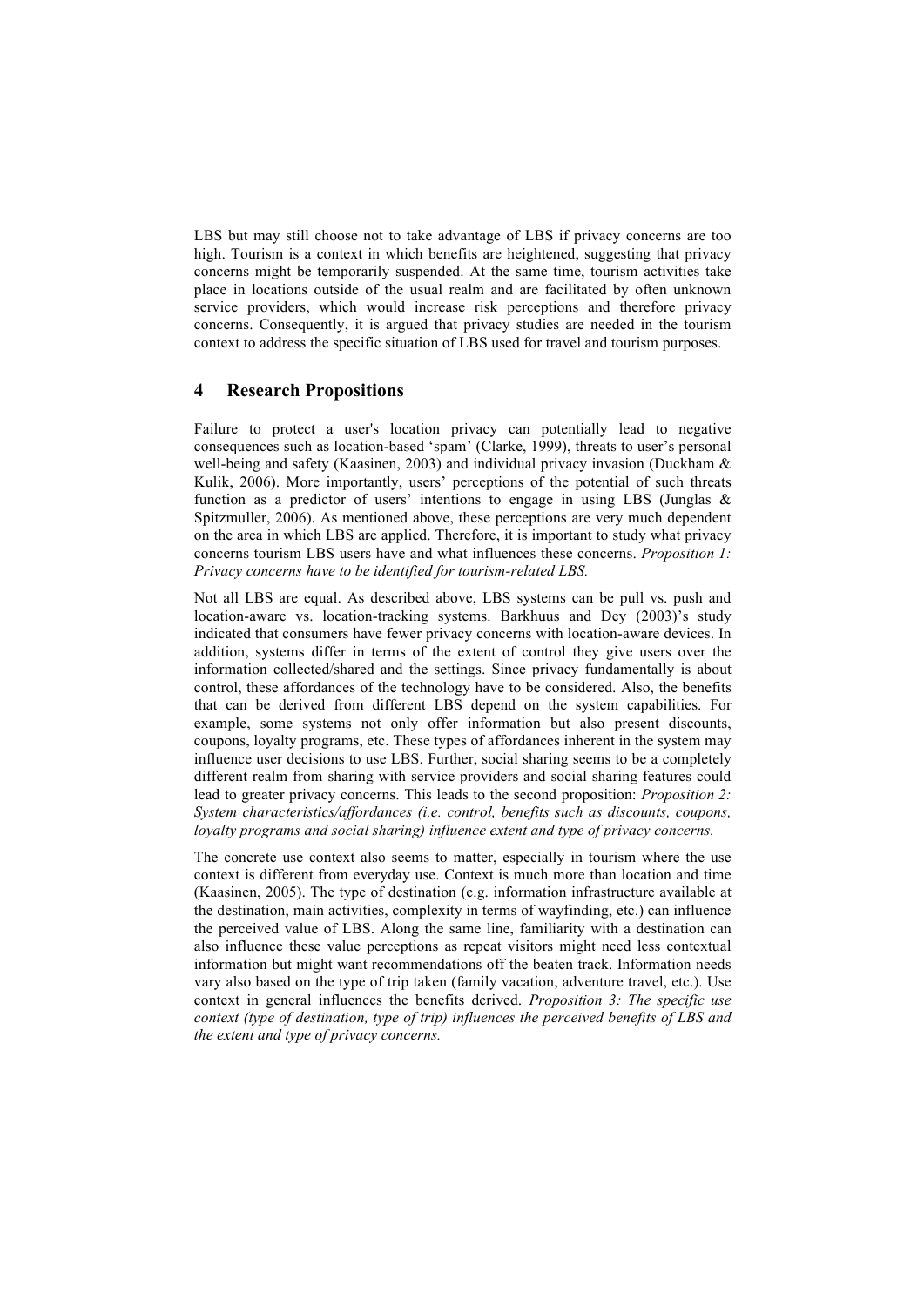LBS but may still choose not to take advantage of LBS if privacy concerns are too high. Tourism is a context in which benefits are heightened, suggesting that privacy concerns might be temporarily suspended. At the same time, tourism activities take place in locations outside of the usual realm and are facilitated by often unknown service providers, which would increase risk perceptions and therefore privacy concerns. Consequently, it is argued that privacy studies are needed in the tourism context to address the specific situation of LBS used for travel and tourism purposes.

## 4 Research Propositions

Failure to protect a user's location privacy can potentially lead to negative consequences such as location-based 'spam' (Clarke, 1999), threats to user's personal well-being and safety (Kaasinen, 2003) and individual privacy invasion (Duckham & Kulik, 2006). More importantly, users' perceptions of the potential of such threats function as a predictor of users' intentions to engage in using LBS (Junglas & Spitzmuller, 2006). As mentioned above, these perceptions are very much dependent on the area in which LBS are applied. Therefore, it is important to study what privacy concerns tourism LBS users have and what influences these concerns. *Proposition 1: Privacy concerns have to be identified for tourism-related LBS.*

Not all LBS are equal. As described above, LBS systems can be pull vs. push and location-aware vs. location-tracking systems. Barkhuus and Dey (2003)'s study indicated that consumers have fewer privacy concerns with location-aware devices. In addition, systems differ in terms of the extent of control they give users over the information collected/shared and the settings. Since privacy fundamentally is about control, these affordances of the technology have to be considered. Also, the benefits that can be derived from different LBS depend on the system capabilities. For example, some systems not only offer information but also present discounts, coupons, loyalty programs, etc. These types of affordances inherent in the system may influence user decisions to use LBS. Further, social sharing seems to be a completely different realm from sharing with service providers and social sharing features could lead to greater privacy concerns. This leads to the second proposition: *Proposition 2: System characteristics/affordances (i.e. control, benefits such as discounts, coupons, loyalty programs and social sharing) influence extent and type of privacy concerns.*

The concrete use context also seems to matter, especially in tourism where the use context is different from everyday use. Context is much more than location and time (Kaasinen, 2005). The type of destination (e.g. information infrastructure available at the destination, main activities, complexity in terms of wayfinding, etc.) can influence the perceived value of LBS. Along the same line, familiarity with a destination can also influence these value perceptions as repeat visitors might need less contextual information but might want recommendations off the beaten track. Information needs vary also based on the type of trip taken (family vacation, adventure travel, etc.). Use context in general influences the benefits derived. *Proposition 3: The specific use context (type of destination, type of trip) influences the perceived benefits of LBS and the extent and type of privacy concerns.*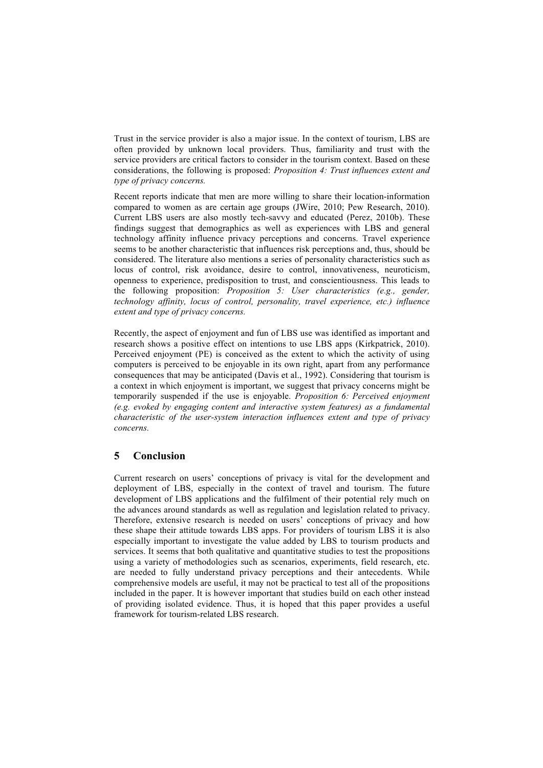Trust in the service provider is also a major issue. In the context of tourism, LBS are often provided by unknown local providers. Thus, familiarity and trust with the service providers are critical factors to consider in the tourism context. Based on these considerations, the following is proposed: *Proposition 4: Trust influences extent and type of privacy concerns.*

Recent reports indicate that men are more willing to share their location-information compared to women as are certain age groups (JWire, 2010; Pew Research, 2010). Current LBS users are also mostly tech-savvy and educated (Perez, 2010b). These findings suggest that demographics as well as experiences with LBS and general technology affinity influence privacy perceptions and concerns. Travel experience seems to be another characteristic that influences risk perceptions and, thus, should be considered. The literature also mentions a series of personality characteristics such as locus of control, risk avoidance, desire to control, innovativeness, neuroticism, openness to experience, predisposition to trust, and conscientiousness. This leads to the following proposition: *Proposition 5: User characteristics (e.g., gender, technology affinity, locus of control, personality, travel experience, etc.) influence extent and type of privacy concerns.*

Recently, the aspect of enjoyment and fun of LBS use was identified as important and research shows a positive effect on intentions to use LBS apps (Kirkpatrick, 2010). Perceived enjoyment (PE) is conceived as the extent to which the activity of using computers is perceived to be enjoyable in its own right, apart from any performance consequences that may be anticipated (Davis et al., 1992). Considering that tourism is a context in which enjoyment is important, we suggest that privacy concerns might be temporarily suspended if the use is enjoyable. *Proposition 6: Perceived enjoyment (e.g. evoked by engaging content and interactive system features) as a fundamental characteristic of the user-system interaction influences extent and type of privacy concerns.*

## 5 Conclusion

Current research on users' conceptions of privacy is vital for the development and deployment of LBS, especially in the context of travel and tourism. The future development of LBS applications and the fulfilment of their potential rely much on the advances around standards as well as regulation and legislation related to privacy. Therefore, extensive research is needed on users' conceptions of privacy and how these shape their attitude towards LBS apps. For providers of tourism LBS it is also especially important to investigate the value added by LBS to tourism products and services. It seems that both qualitative and quantitative studies to test the propositions using a variety of methodologies such as scenarios, experiments, field research, etc. are needed to fully understand privacy perceptions and their antecedents. While comprehensive models are useful, it may not be practical to test all of the propositions included in the paper. It is however important that studies build on each other instead of providing isolated evidence. Thus, it is hoped that this paper provides a useful framework for tourism-related LBS research.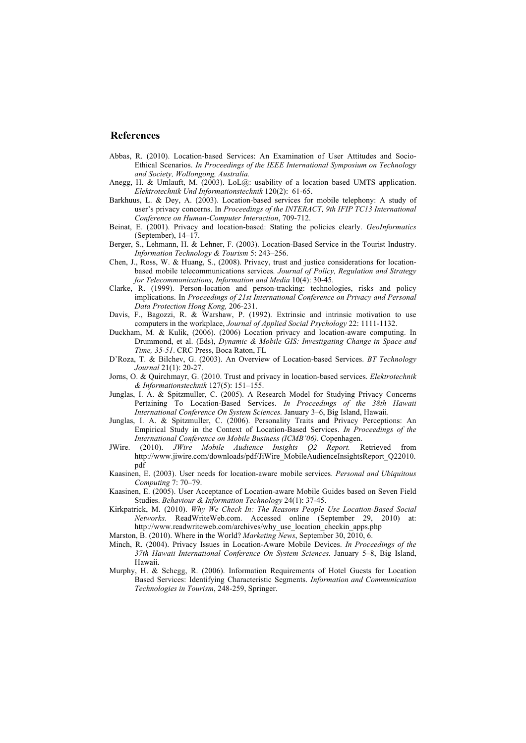## References

Abbas, R. (2010). Location-based Services: An Examination of User Attitudes and Socio-Ethical Scenarios. *In Proceedings of the IEEE International Symposium on Technology and Society, Wollongong, Australia.*

Anegg, H. & Umlauft, M. (2003). LoL@: usability of a location based UMTS application. *Elektrotechnik Und Informationstechnik* 120(2): 61-65.

Barkhuus, L. & Dey, A. (2003). Location-based services for mobile telephony: A study of user's privacy concerns. In *Proceedings of the INTERACT, 9th IFIP TC13 International Conference on Human-Computer Interaction*, 709-712.

Beinat, E. (2001). Privacy and location-based: Stating the policies clearly. *GeoInformatics* (September), 14–17.

Berger, S., Lehmann, H. & Lehner, F. (2003). Location-Based Service in the Tourist Industry. *Information Technology & Tourism* 5: 243–256.

Chen, J., Ross, W. & Huang, S., (2008). Privacy, trust and justice considerations for location-based mobile telecommunications services. *Journal of Policy, Regulation and Strategy for Telecommunications, Information and Media* 10(4): 30-45.

Clarke, R. (1999). Person-location and person-tracking: technologies, risks and policy implications. In *Proceedings of 21st International Conference on Privacy and Personal Data Protection Hong Kong,* 206-231.

Davis, F., Bagozzi, R. & Warshaw, P. (1992). Extrinsic and intrinsic motivation to use computers in the workplace, *Journal of Applied Social Psychology* 22: 1111-1132.

Duckham, M. & Kulik, (2006). (2006) Location privacy and location-aware computing. In Drummond, et al. (Eds), *Dynamic & Mobile GIS: Investigating Change in Space and Time, 35-51*. CRC Press, Boca Raton, FL

D'Roza, T. & Bilchev, G. (2003). An Overview of Location-based Services. *BT Technology Journal* 21(1): 20-27.

Jorns, O. & Quirchmayr, G. (2010. Trust and privacy in location-based services. *Elektrotechnik & Informationstechnik* 127(5): 151–155.

Junglas, I. A. & Spitzmuller, C. (2005). A Research Model for Studying Privacy Concerns Pertaining To Location-Based Services. *In Proceedings of the 38th Hawaii International Conference On System Sciences.* January 3–6, Big Island, Hawaii.

Junglas, I. A. & Spitzmuller, C. (2006). Personality Traits and Privacy Perceptions: An Empirical Study in the Context of Location-Based Services. *In Proceedings of the International Conference on Mobile Business (ICMB'06)*. Copenhagen.

JWire. (2010). *JWire Mobile Audience Insights Q2 Report.* Retrieved from http://www.jiwire.com/downloads/pdf/JiWire_MobileAudienceInsightsReport_Q22010.pdf

Kaasinen, E. (2003). User needs for location-aware mobile services. *Personal and Ubiquitous Computing* 7: 70–79.

Kaasinen, E. (2005). User Acceptance of Location-aware Mobile Guides based on Seven Field Studies. *Behaviour & Information Technology* 24(1): 37-45.

Kirkpatrick, M. (2010). *Why We Check In: The Reasons People Use Location-Based Social Networks.* ReadWriteWeb.com. Accessed online (September 29, 2010) at: http://www.readwriteweb.com/archives/why_use_location_checkin_apps.php

Marston, B. (2010). Where in the World? *Marketing News*, September 30, 2010, 6.

Minch, R. (2004). Privacy Issues in Location-Aware Mobile Devices. *In Proceedings of the 37th Hawaii International Conference On System Sciences.* January 5–8, Big Island, Hawaii.

Murphy, H. & Schegg, R. (2006). Information Requirements of Hotel Guests for Location Based Services: Identifying Characteristic Segments. *Information and Communication Technologies in Tourism*, 248-259, Springer.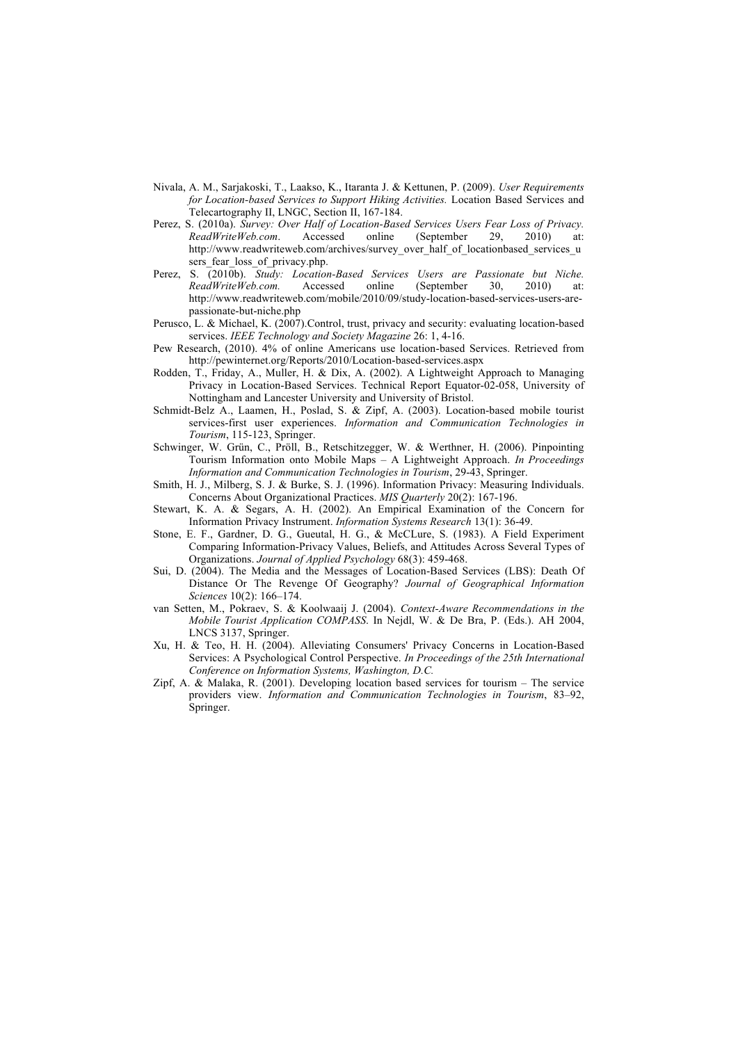Nivala, A. M., Sarjakoski, T., Laakso, K., Itaranta J. & Kettunen, P. (2009). *User Requirements for Location-based Services to Support Hiking Activities.* Location Based Services and Telecartography II, LNGC, Section II, 167-184.

Perez, S. (2010a). *Survey: Over Half of Location-Based Services Users Fear Loss of Privacy. ReadWriteWeb.com*. Accessed online (September 29, 2010) at: http://www.readwriteweb.com/archives/survey_over_half_of_locationbased_services_users_fear_loss_of_privacy.php.

Perez, S. (2010b). *Study: Location-Based Services Users are Passionate but Niche. ReadWriteWeb.com.* Accessed online (September 30, 2010) at: http://www.readwriteweb.com/mobile/2010/09/study-location-based-services-users-are-passionate-but-niche.php

Perusco, L. & Michael, K. (2007).Control, trust, privacy and security: evaluating location-based services. *IEEE Technology and Society Magazine* 26: 1, 4-16.

Pew Research, (2010). 4% of online Americans use location-based Services. Retrieved from http://pewinternet.org/Reports/2010/Location-based-services.aspx

Rodden, T., Friday, A., Muller, H. & Dix, A. (2002). A Lightweight Approach to Managing Privacy in Location-Based Services. Technical Report Equator-02-058, University of Nottingham and Lancester University and University of Bristol.

Schmidt-Belz A., Laamen, H., Poslad, S. & Zipf, A. (2003). Location-based mobile tourist services-first user experiences. *Information and Communication Technologies in Tourism*, 115-123, Springer.

Schwinger, W. Grün, C., Pröll, B., Retschitzegger, W. & Werthner, H. (2006). Pinpointing Tourism Information onto Mobile Maps – A Lightweight Approach. *In Proceedings Information and Communication Technologies in Tourism*, 29-43, Springer.

Smith, H. J., Milberg, S. J. & Burke, S. J. (1996). Information Privacy: Measuring Individuals. Concerns About Organizational Practices. *MIS Quarterly* 20(2): 167-196.

Stewart, K. A. & Segars, A. H. (2002). An Empirical Examination of the Concern for Information Privacy Instrument. *Information Systems Research* 13(1): 36-49.

Stone, E. F., Gardner, D. G., Gueutal, H. G., & McCLure, S. (1983). A Field Experiment Comparing Information-Privacy Values, Beliefs, and Attitudes Across Several Types of Organizations. *Journal of Applied Psychology* 68(3): 459-468.

Sui, D. (2004). The Media and the Messages of Location-Based Services (LBS): Death Of Distance Or The Revenge Of Geography? *Journal of Geographical Information Sciences* 10(2): 166–174.

van Setten, M., Pokraev, S. & Koolwaaij J. (2004). *Context-Aware Recommendations in the Mobile Tourist Application COMPASS.* In Nejdl, W. & De Bra, P. (Eds.). AH 2004, LNCS 3137, Springer.

Xu, H. & Teo, H. H. (2004). Alleviating Consumers' Privacy Concerns in Location-Based Services: A Psychological Control Perspective. *In Proceedings of the 25th International Conference on Information Systems, Washington, D.C.*

Zipf, A. & Malaka, R. (2001). Developing location based services for tourism – The service providers view. *Information and Communication Technologies in Tourism*, 83–92, Springer.